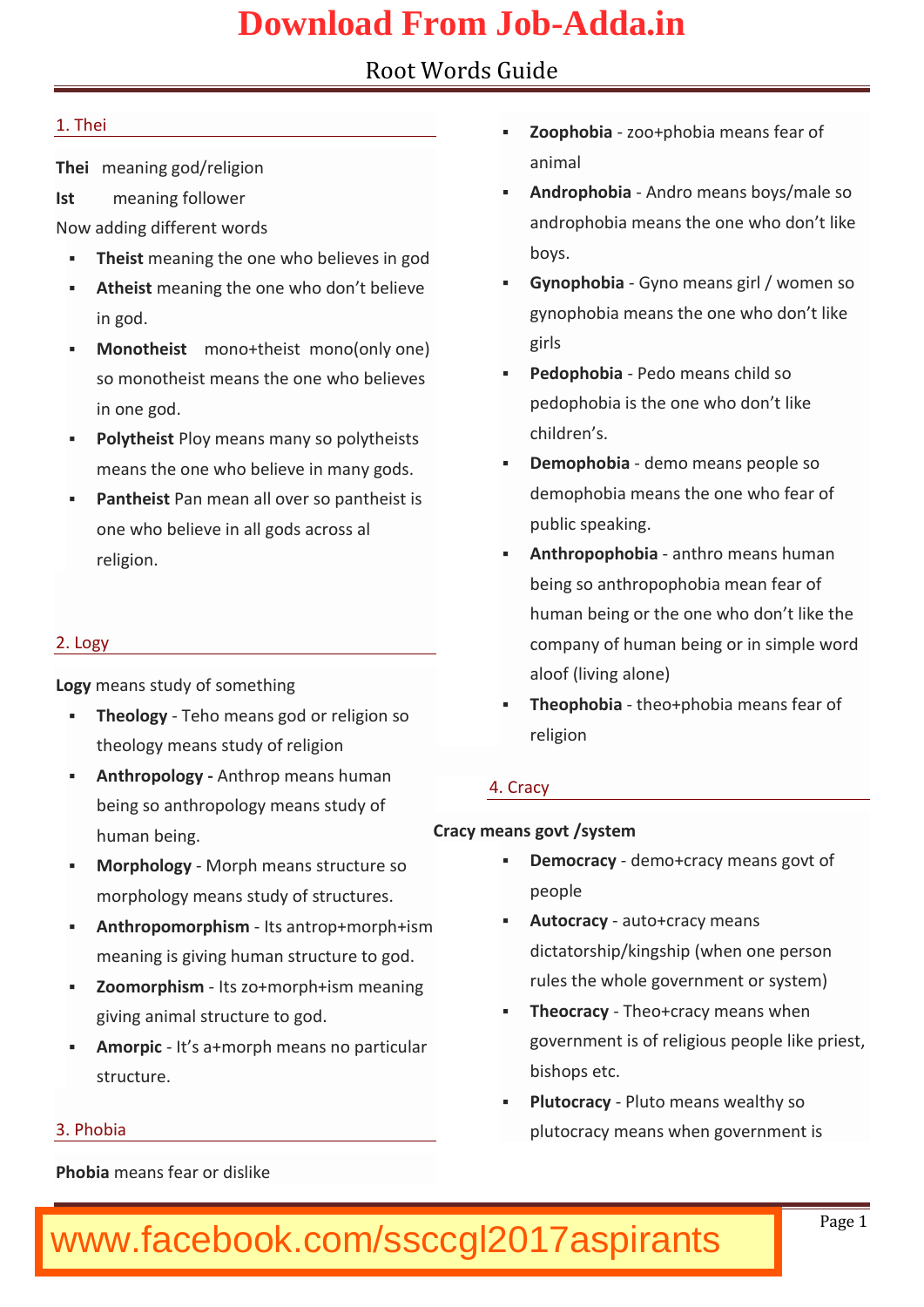# Download From Job-Adda.in

## Root Words Guide

### 1. Thei

**Thei** meaning god/religion

**Ist** meaning follower

Now adding different words

- **Theist** meaning the one who believes in god
- **Atheist** meaning the one who don't believe in god.
- **Monotheist** mono+theist mono(only one) so monotheist means the one who believes in one god.
- **Polytheist** Ploy means many so polytheists means the one who believe in many gods.
- **Pantheist** Pan mean all over so pantheist is one who believe in all gods across al religion.

### 2. Logy

**Logy** means study of something

- **Theology** - Teho means god or religion so theology means study of religion
- **Anthropology -** Anthrop means human being so anthropology means study of human being.
- **Morphology** - Morph means structure so morphology means study of structures.
- **Anthropomorphism** - Its antrop+morph+ism meaning is giving human structure to god.
- **Zoomorphism** - Its zo+morph+ism meaning giving animal structure to god.
- **Amorpic** - It's a+morph means no particular structure.

### 3. Phobia

**Phobia** means fear or dislike

- **Zoophobia** - zoo+phobia means fear of animal
- **Androphobia** - Andro means boys/male so androphobia means the one who don't like boys.
- **Gynophobia** - Gyno means girl / women so gynophobia means the one who don't like girls
- **Pedophobia** - Pedo means child so pedophobia is the one who don't like children's.
- **Demophobia** - demo means people so demophobia means the one who fear of public speaking.
- **Anthropophobia** - anthro means human being so anthropophobia mean fear of human being or the one who don't like the company of human being or in simple word aloof (living alone)
- **Theophobia** - theo+phobia means fear of religion

### 4. Cracy

**Cracy means govt /system**

- **Democracy** - demo+cracy means govt of people
- **Autocracy** - auto+cracy means dictatorship/kingship (when one person rules the whole government or system)
- **Theocracy** - Theo+cracy means when government is of religious people like priest, bishops etc.
- **Plutocracy** - Pluto means wealthy so plutocracy means when government is

www.facebook.com/ssccgl2017aspirants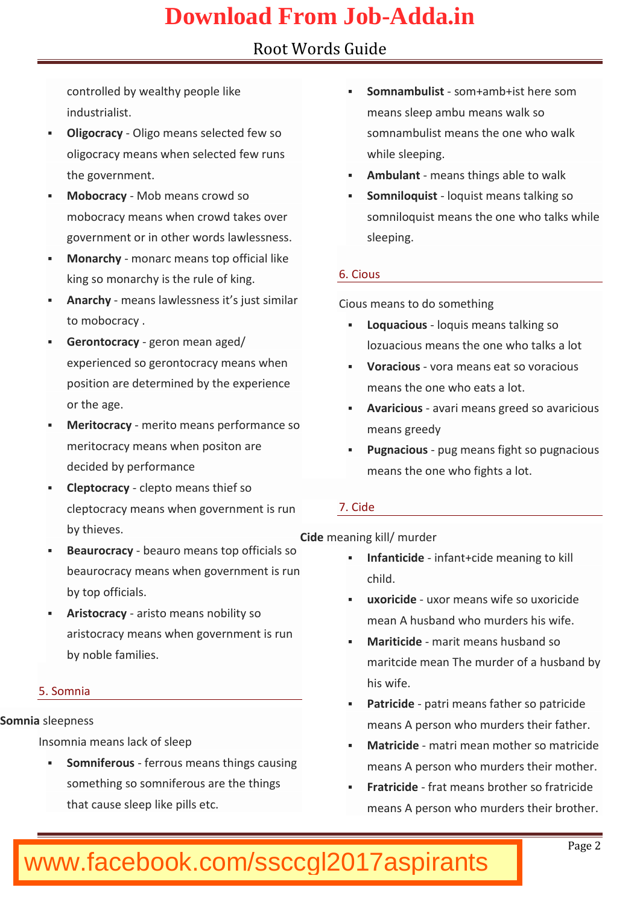controlled by wealthy people like industrialist.

- **Oligocracy** - Oligo means selected few so oligocracy means when selected few runs the government.
- **Mobocracy** - Mob means crowd so mobocracy means when crowd takes over government or in other words lawlessness.
- **Monarchy** - monarc means top official like king so monarchy is the rule of king.
- **Anarchy** - means lawlessness it's just similar to mobocracy .
- **Gerontocracy** - geron mean aged/ experienced so gerontocracy means when position are determined by the experience or the age.
- **Meritocracy** - merito means performance so meritocracy means when positon are decided by performance
- **Cleptocracy** - clepto means thief so cleptocracy means when government is run by thieves.
- **Beaurocracy** - beauro means top officials so beaurocracy means when government is run by top officials.
- **Aristocracy** - aristo means nobility so aristocracy means when government is run by noble families.

## 5. Somnia

**Somnia** sleepness

Insomnia means lack of sleep

- **Somniferous** - ferrous means things causing something so somniferous are the things that cause sleep like pills etc.
- **Somnambulist** - som+amb+ist here som means sleep ambu means walk so somnambulist means the one who walk while sleeping.
- **Ambulant** - means things able to walk
- **Somniloquist** - loquist means talking so somniloquist means the one who talks while sleeping.

## 6. Cious

Cious means to do something

- **Loquacious** - loquis means talking so lozuacious means the one who talks a lot
- **Voracious** - vora means eat so voracious means the one who eats a lot.
- **Avaricious** - avari means greed so avaricious means greedy
- **Pugnacious** - pug means fight so pugnacious means the one who fights a lot.

## 7. Cide

**Cide** meaning kill/ murder

- **Infanticide** - infant+cide meaning to kill child.
- **uxoricide** - uxor means wife so uxoricide mean A husband who murders his wife.
- **Mariticide** - marit means husband so maritcide mean The murder of a husband by his wife.
- **Patricide** - patri means father so patricide means A person who murders their father.
- **Matricide** - matri mean mother so matricide means A person who murders their mother.
- **Fratricide** - frat means brother so fratricide means A person who murders their brother.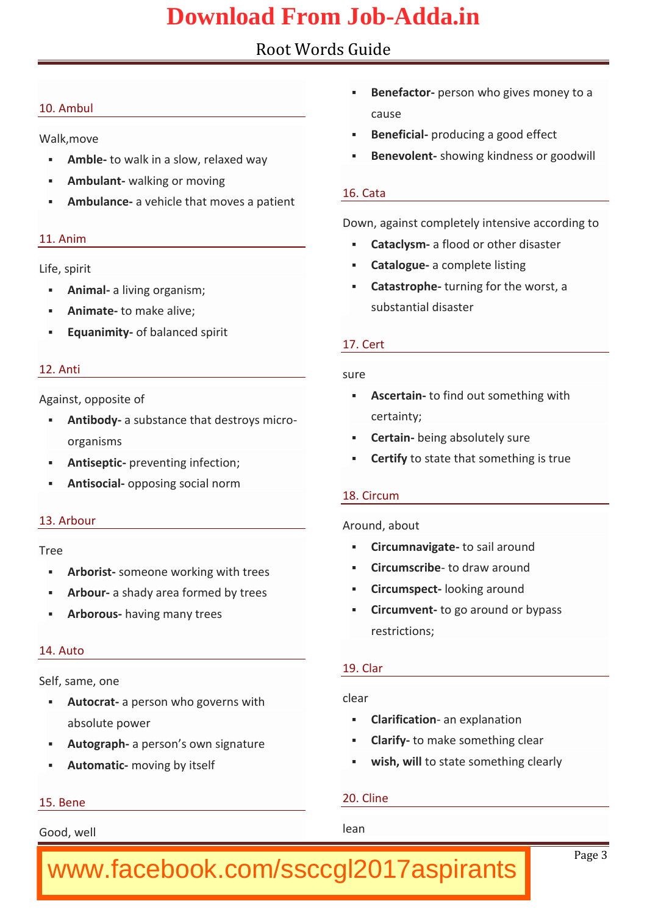## 10. Ambul

Walk,move

- **Amble-** to walk in a slow, relaxed way
- **Ambulant-** walking or moving
- **Ambulance-** a vehicle that moves a patient

## 11. Anim

Life, spirit

- **Animal-** a living organism;
- **Animate-** to make alive;
- **Equanimity-** of balanced spirit

## 12. Anti

Against, opposite of

- **Antibody-** a substance that destroys micro-organisms
- **Antiseptic-** preventing infection;
- **Antisocial-** opposing social norm

## 13. Arbour

Tree

- **Arborist-** someone working with trees
- **Arbour-** a shady area formed by trees
- **Arborous-** having many trees

## 14. Auto

Self, same, one

- **Autocrat-** a person who governs with absolute power
- **Autograph-** a person's own signature
- **Automatic-** moving by itself

## 15. Bene

Good, well

- **Benefactor-** person who gives money to a cause
- **Beneficial-** producing a good effect
- **Benevolent-** showing kindness or goodwill

## 16. Cata

Down, against completely intensive according to

- **Cataclysm-** a flood or other disaster
- **Catalogue-** a complete listing
- **Catastrophe-** turning for the worst, a substantial disaster

## 17. Cert

sure

- **Ascertain-** to find out something with certainty;
- **Certain-** being absolutely sure
- **Certify** to state that something is true

## 18. Circum

Around, about

- **Circumnavigate-** to sail around
- **Circumscribe**- to draw around
- **Circumspect-** looking around
- **Circumvent-** to go around or bypass restrictions;

## 19. Clar

clear

- **Clarification**- an explanation
- **Clarify-** to make something clear
- **wish, will** to state something clearly

## 20. Cline

lean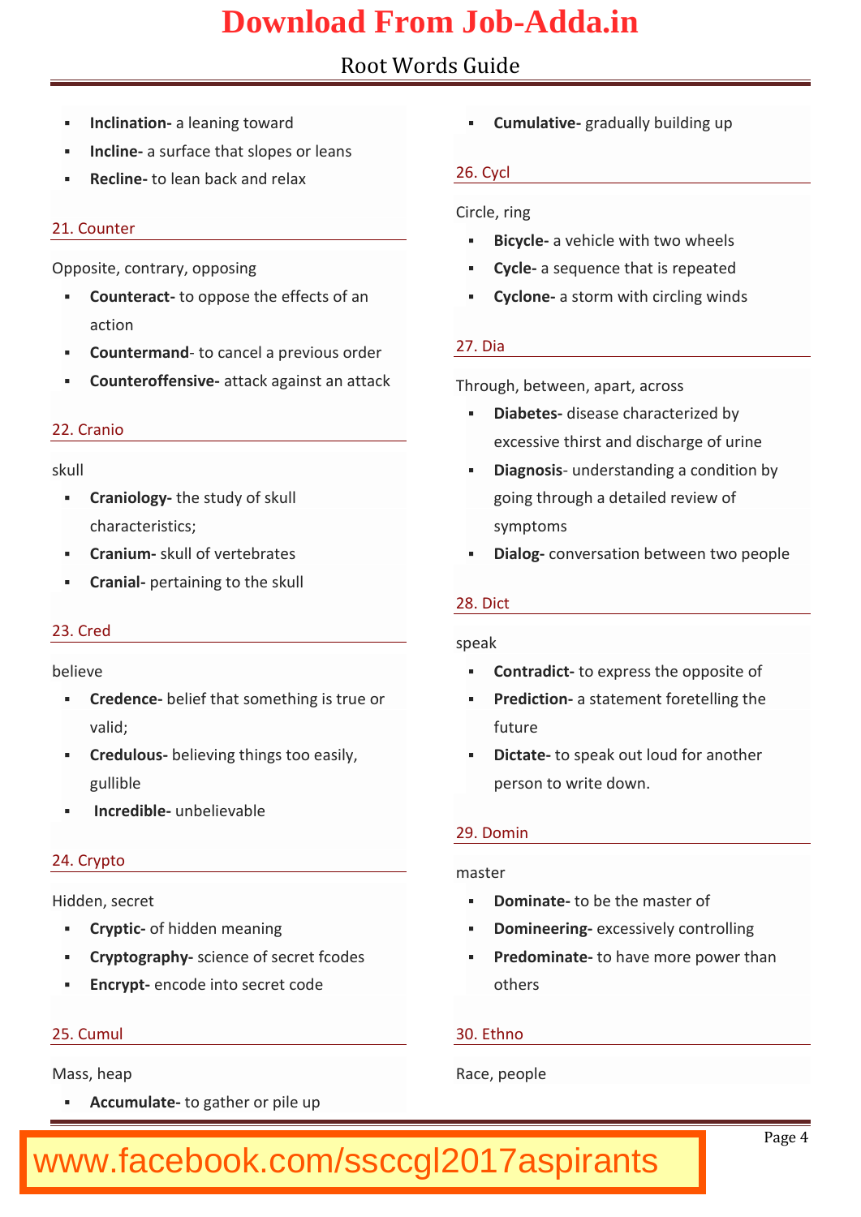- **Inclination-** a leaning toward
- **Incline-** a surface that slopes or leans
- **Recline-** to lean back and relax

## 21. Counter

Opposite, contrary, opposing

- **Counteract-** to oppose the effects of an action
- **Countermand**- to cancel a previous order
- **Counteroffensive-** attack against an attack

## 22. Cranio

skull

- **Craniology-** the study of skull characteristics;
- **Cranium-** skull of vertebrates
- **Cranial-** pertaining to the skull

## 23. Cred

believe

- **Credence-** belief that something is true or valid;
- **Credulous-** believing things too easily, gullible
- **Incredible-** unbelievable

## 24. Crypto

Hidden, secret

- **Cryptic-** of hidden meaning
- **Cryptography-** science of secret fcodes
- **Encrypt-** encode into secret code

## 25. Cumul

Mass, heap

- **Accumulate-** to gather or pile up
- **Cumulative-** gradually building up

## 26. Cycl

Circle, ring

- **Bicycle-** a vehicle with two wheels
- **Cycle-** a sequence that is repeated
- **Cyclone-** a storm with circling winds

## 27. Dia

Through, between, apart, across

- **Diabetes-** disease characterized by excessive thirst and discharge of urine
- **Diagnosis**- understanding a condition by going through a detailed review of symptoms
- **Dialog-** conversation between two people

## 28. Dict

speak

- **Contradict-** to express the opposite of
- **Prediction-** a statement foretelling the future
- **Dictate-** to speak out loud for another person to write down.

## 29. Domin

master

- **Dominate-** to be the master of
- **Domineering-** excessively controlling
- **Predominate-** to have more power than others

## 30. Ethno

Race, people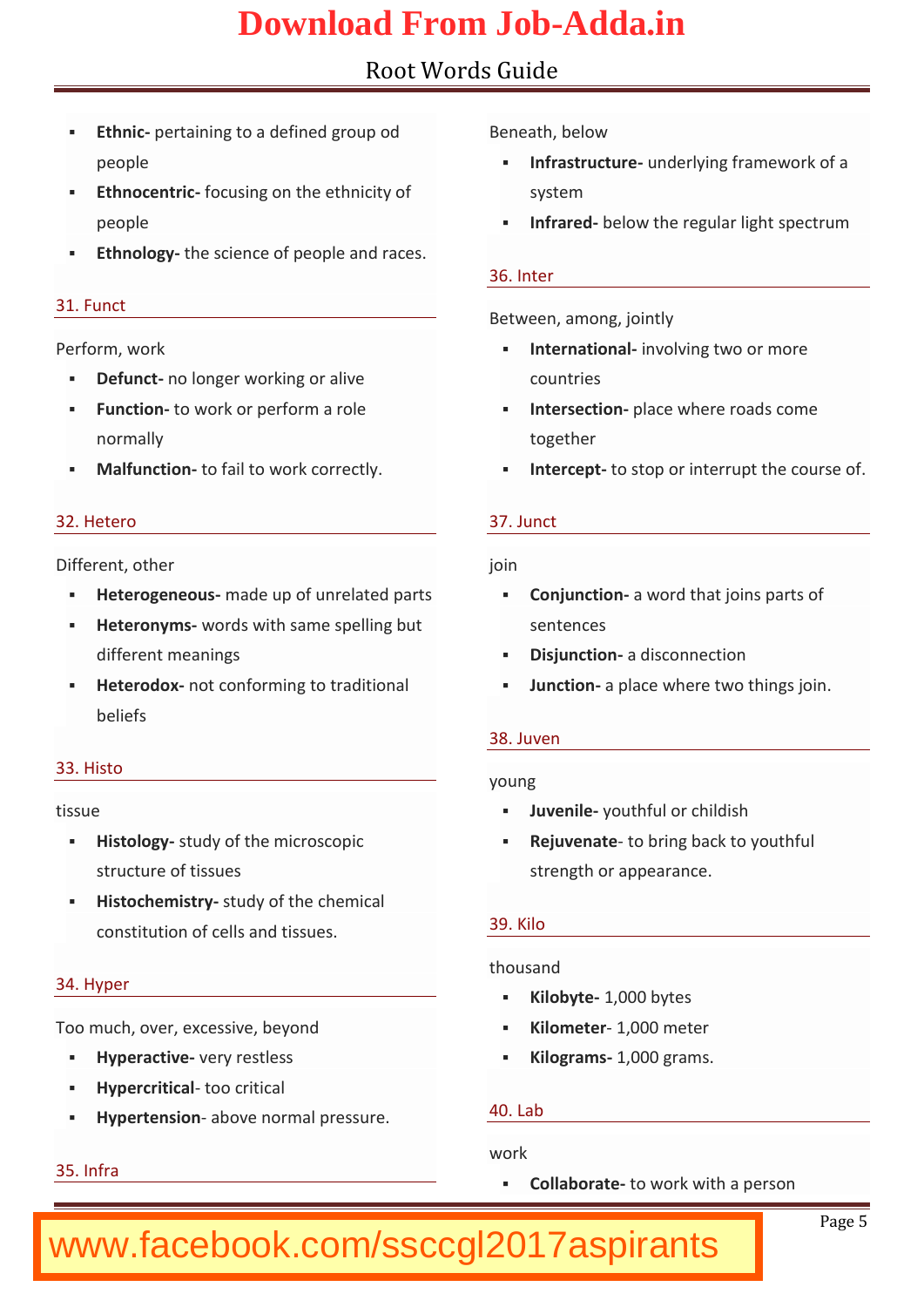- **Ethnic-** pertaining to a defined group od people
- **Ethnocentric-** focusing on the ethnicity of people
- **Ethnology-** the science of people and races.

### 31. Funct

Perform, work

- **Defunct-** no longer working or alive
- **Function-** to work or perform a role normally
- **Malfunction-** to fail to work correctly.

### 32. Hetero

Different, other

- **Heterogeneous-** made up of unrelated parts
- **Heteronyms-** words with same spelling but different meanings
- **Heterodox-** not conforming to traditional beliefs

### 33. Histo

tissue

- **Histology-** study of the microscopic structure of tissues
- **Histochemistry-** study of the chemical constitution of cells and tissues.

### 34. Hyper

Too much, over, excessive, beyond

- **Hyperactive-** very restless
- **Hypercritical**- too critical
- **Hypertension**- above normal pressure.

### 35. Infra

Beneath, below

- **Infrastructure-** underlying framework of a system
- **Infrared-** below the regular light spectrum

### 36. Inter

Between, among, jointly

- **International-** involving two or more countries
- **Intersection-** place where roads come together
- **Intercept-** to stop or interrupt the course of.

### 37. Junct

join

- **Conjunction-** a word that joins parts of sentences
- **Disjunction-** a disconnection
- **Junction-** a place where two things join.

### 38. Juven

young

- **Juvenile-** youthful or childish
- **Rejuvenate**- to bring back to youthful strength or appearance.

### 39. Kilo

thousand

- **Kilobyte-** 1,000 bytes
- **Kilometer**- 1,000 meter
- **Kilograms-** 1,000 grams.

### 40. Lab

work

- **Collaborate-** to work with a person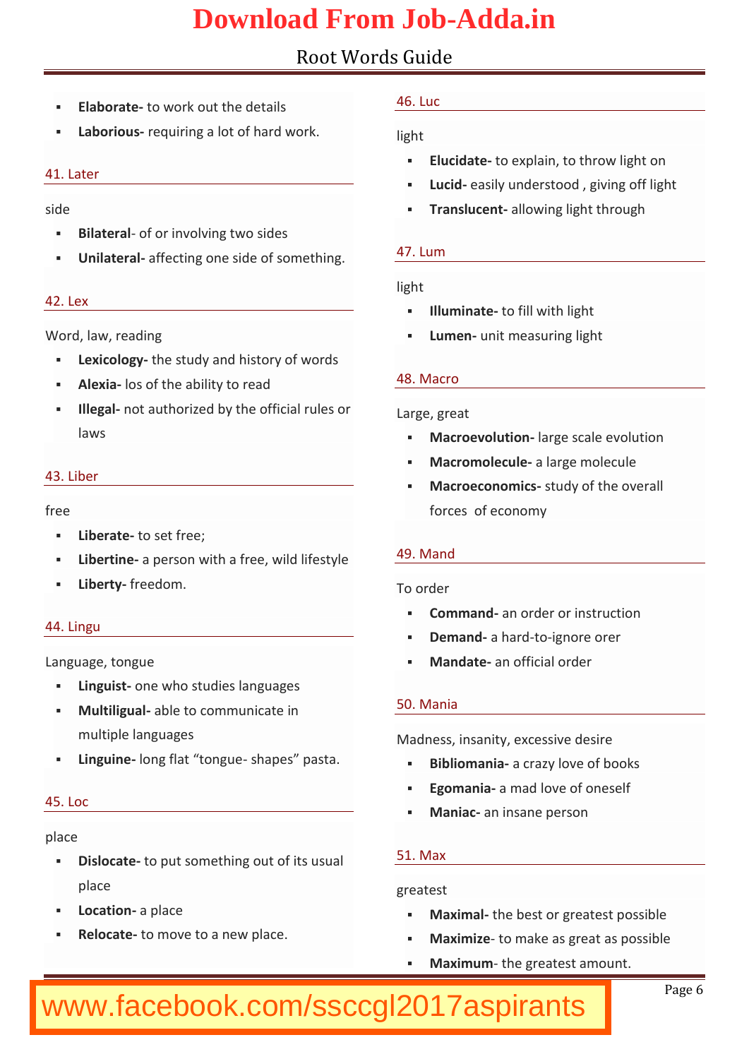- **Elaborate-** to work out the details
- **Laborious-** requiring a lot of hard work.

### 41. Later

side

- **Bilateral**- of or involving two sides
- **Unilateral-** affecting one side of something.

### 42. Lex

Word, law, reading

- **Lexicology-** the study and history of words
- **Alexia-** los of the ability to read
- **Illegal-** not authorized by the official rules or laws

### 43. Liber

free

- **Liberate-** to set free;
- **Libertine-** a person with a free, wild lifestyle
- **Liberty-** freedom.

### 44. Lingu

Language, tongue

- **Linguist-** one who studies languages
- **Multiligual-** able to communicate in multiple languages
- **Linguine-** long flat "tongue- shapes" pasta.

### 45. Loc

place

- **Dislocate-** to put something out of its usual place
- **Location-** a place
- **Relocate-** to move to a new place.

### 46. Luc

light

- **Elucidate-** to explain, to throw light on
- **Lucid-** easily understood , giving off light
- **Translucent-** allowing light through

### 47. Lum

light

- **Illuminate-** to fill with light
- **Lumen-** unit measuring light

### 48. Macro

Large, great

- **Macroevolution-** large scale evolution
- **Macromolecule-** a large molecule
- **Macroeconomics-** study of the overall forces of economy

### 49. Mand

To order

- **Command-** an order or instruction
- **Demand-** a hard-to-ignore orer
- **Mandate-** an official order

### 50. Mania

Madness, insanity, excessive desire

- **Bibliomania-** a crazy love of books
- **Egomania-** a mad love of oneself
- **Maniac-** an insane person

### 51. Max

greatest

- **Maximal-** the best or greatest possible
- **Maximize**- to make as great as possible
- **Maximum**- the greatest amount.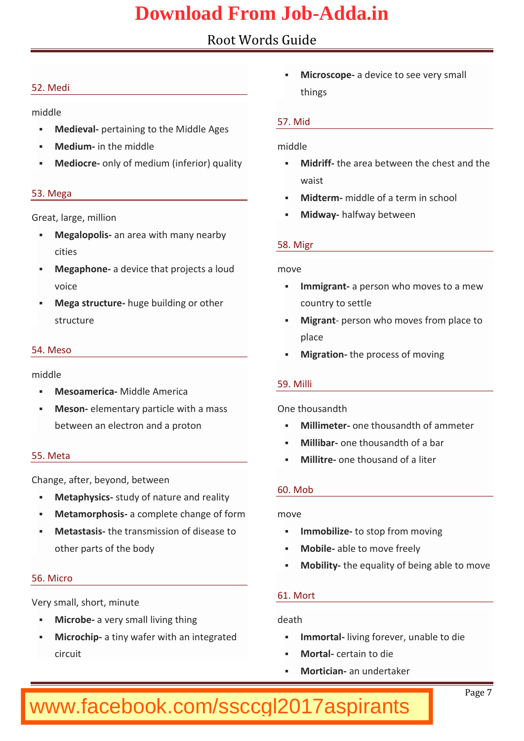### 52. Medi

middle

- **Medieval-** pertaining to the Middle Ages
- **Medium-** in the middle
- **Mediocre-** only of medium (inferior) quality

### 53. Mega

Great, large, million

- **Megalopolis-** an area with many nearby cities
- **Megaphone-** a device that projects a loud voice
- **Mega structure-** huge building or other structure

### 54. Meso

middle

- **Mesoamerica-** Middle America
- **Meson-** elementary particle with a mass between an electron and a proton

### 55. Meta

Change, after, beyond, between

- **Metaphysics-** study of nature and reality
- **Metamorphosis-** a complete change of form
- **Metastasis-** the transmission of disease to other parts of the body

### 56. Micro

Very small, short, minute

- **Microbe-** a very small living thing
- **Microchip-** a tiny wafer with an integrated circuit
- **Microscope-** a device to see very small things

### 57. Mid

middle

- **Midriff-** the area between the chest and the waist
- **Midterm-** middle of a term in school
- **Midway-** halfway between

### 58. Migr

move

- **Immigrant-** a person who moves to a mew country to settle
- **Migrant**- person who moves from place to place
- **Migration-** the process of moving

### 59. Milli

One thousandth

- **Millimeter-** one thousandth of ammeter
- **Millibar-** one thousandth of a bar
- **Millitre-** one thousand of a liter

### 60. Mob

move

- **Immobilize-** to stop from moving
- **Mobile-** able to move freely
- **Mobility-** the equality of being able to move

### 61. Mort

death

- **Immortal-** living forever, unable to die
- **Mortal-** certain to die
- **Mortician-** an undertaker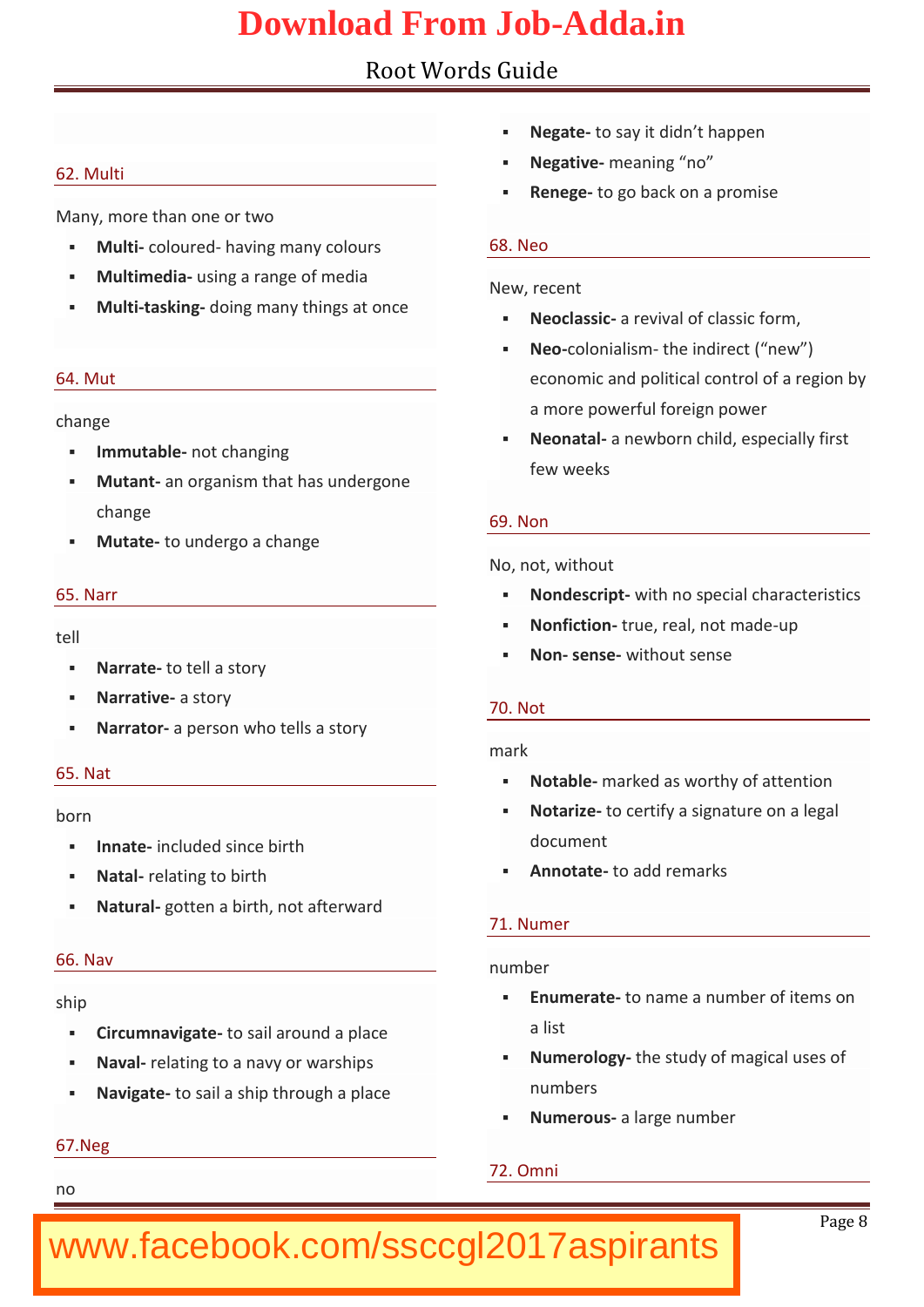## 62. Multi

Many, more than one or two

- **Multi-** coloured- having many colours
- **Multimedia-** using a range of media
- **Multi-tasking-** doing many things at once

## 64. Mut

change

- **Immutable-** not changing
- **Mutant-** an organism that has undergone change
- **Mutate-** to undergo a change

## 65. Narr

tell

- **Narrate-** to tell a story
- **Narrative-** a story
- **Narrator-** a person who tells a story

## 65. Nat

born

- **Innate-** included since birth
- **Natal-** relating to birth
- **Natural-** gotten a birth, not afterward

## 66. Nav

ship

- **Circumnavigate-** to sail around a place
- **Naval-** relating to a navy or warships
- **Navigate-** to sail a ship through a place

## 67.Neg

no

- **Negate-** to say it didn't happen
- **Negative-** meaning "no"
- **Renege-** to go back on a promise

## 68. Neo

New, recent

- **Neoclassic-** a revival of classic form,
- **Neo-**colonialism- the indirect ("new") economic and political control of a region by a more powerful foreign power
- **Neonatal-** a newborn child, especially first few weeks

## 69. Non

No, not, without

- **Nondescript-** with no special characteristics
- **Nonfiction-** true, real, not made-up
- **Non- sense-** without sense

## 70. Not

mark

- **Notable-** marked as worthy of attention
- **Notarize-** to certify a signature on a legal document
- **Annotate-** to add remarks

## 71. Numer

number

- **Enumerate-** to name a number of items on a list
- **Numerology-** the study of magical uses of numbers
- **Numerous-** a large number

## 72. Omni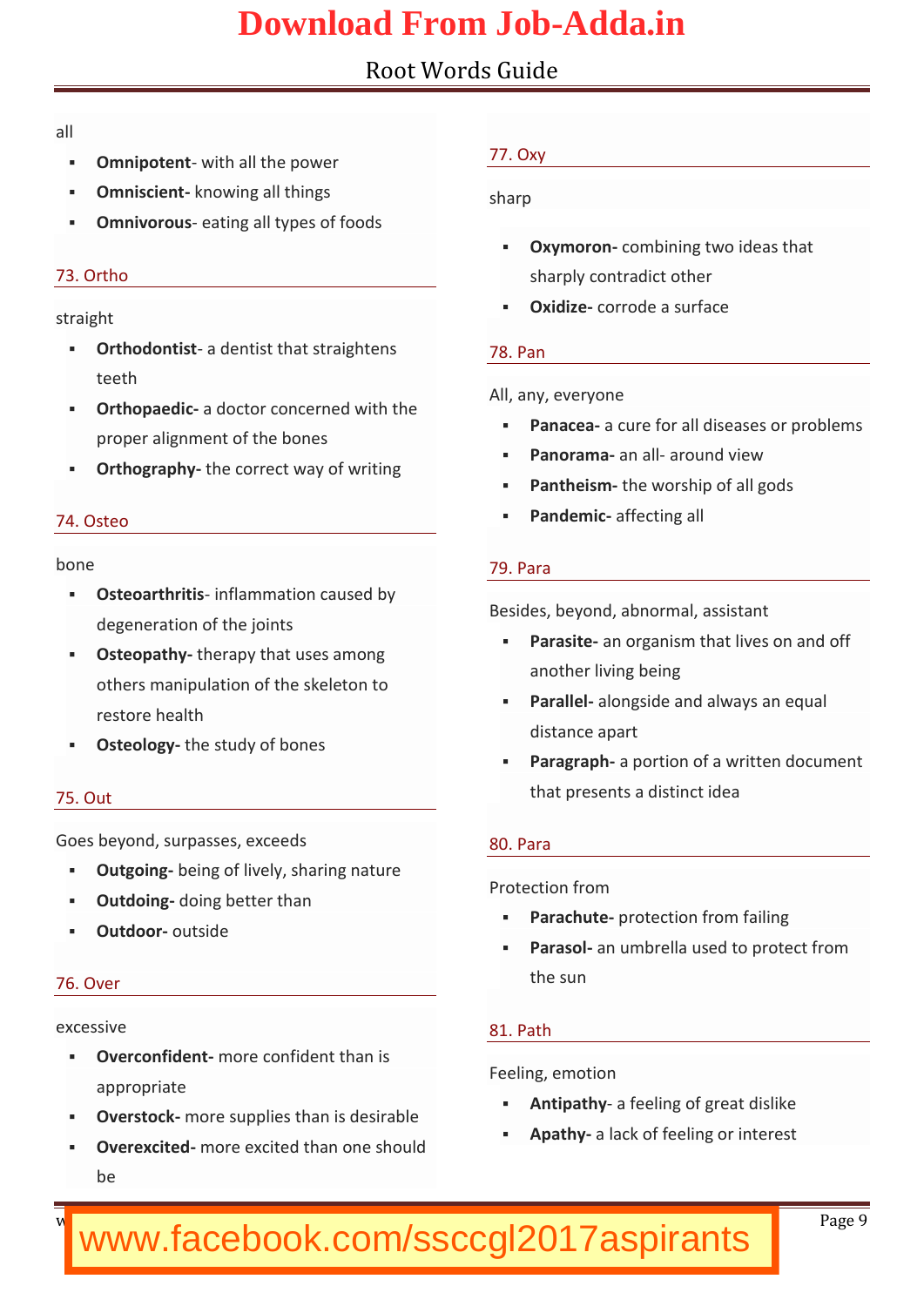all

- **Omnipotent**- with all the power
- **Omniscient-** knowing all things
- **Omnivorous**- eating all types of foods

### 73. Ortho

straight

- **Orthodontist**- a dentist that straightens teeth
- **Orthopaedic-** a doctor concerned with the proper alignment of the bones
- **Orthography-** the correct way of writing

### 74. Osteo

bone

- **Osteoarthritis**- inflammation caused by degeneration of the joints
- **Osteopathy-** therapy that uses among others manipulation of the skeleton to restore health
- **Osteology-** the study of bones

### 75. Out

Goes beyond, surpasses, exceeds

- **Outgoing-** being of lively, sharing nature
- **Outdoing-** doing better than
- **Outdoor-** outside

### 76. Over

excessive

- **Overconfident-** more confident than is appropriate
- **Overstock-** more supplies than is desirable
- **Overexcited-** more excited than one should be

### 77. Oxy

sharp

- **Oxymoron-** combining two ideas that sharply contradict other
- **Oxidize-** corrode a surface

### 78. Pan

All, any, everyone

- **Panacea-** a cure for all diseases or problems
- **Panorama-** an all- around view
- **Pantheism-** the worship of all gods
- **Pandemic-** affecting all

### 79. Para

Besides, beyond, abnormal, assistant

- **Parasite-** an organism that lives on and off another living being
- **Parallel-** alongside and always an equal distance apart
- **Paragraph-** a portion of a written document that presents a distinct idea

### 80. Para

Protection from

- **Parachute-** protection from failing
- **Parasol-** an umbrella used to protect from the sun

### 81. Path

Feeling, emotion

- **Antipathy**- a feeling of great dislike
- **Apathy-** a lack of feeling or interest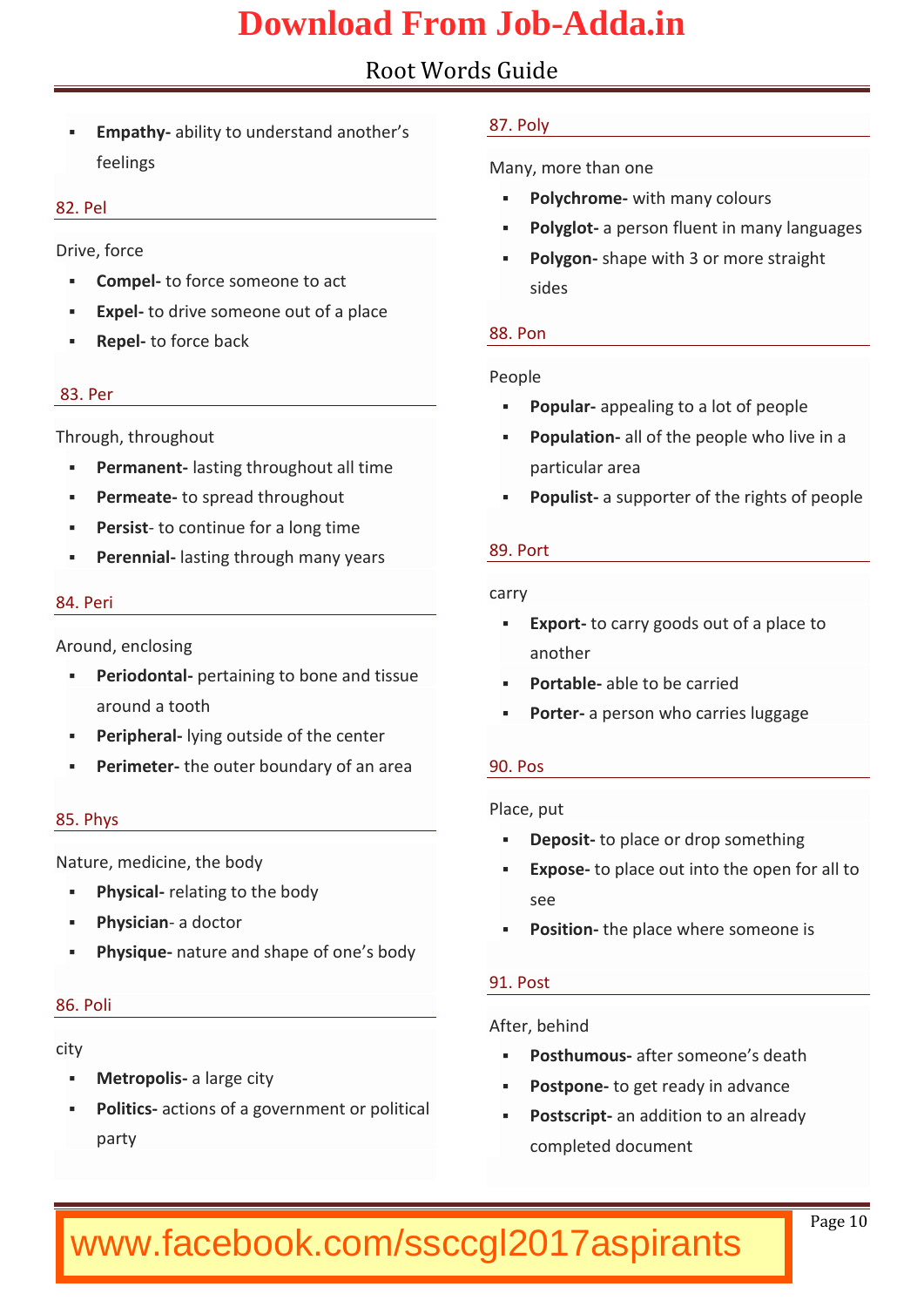- **Empathy-** ability to understand another's feelings

## 82. Pel

Drive, force

- **Compel-** to force someone to act
- **Expel-** to drive someone out of a place
- **Repel-** to force back

## 83. Per

Through, throughout

- **Permanent-** lasting throughout all time
- **Permeate-** to spread throughout
- **Persist**- to continue for a long time
- **Perennial-** lasting through many years

## 84. Peri

Around, enclosing

- **Periodontal-** pertaining to bone and tissue around a tooth
- **Peripheral-** lying outside of the center
- **Perimeter-** the outer boundary of an area

## 85. Phys

Nature, medicine, the body

- **Physical-** relating to the body
- **Physician**- a doctor
- **Physique-** nature and shape of one's body

## 86. Poli

city

- **Metropolis-** a large city
- **Politics-** actions of a government or political party

## 87. Poly

Many, more than one

- **Polychrome-** with many colours
- **Polyglot-** a person fluent in many languages
- **Polygon-** shape with 3 or more straight sides

## 88. Pon

People

- **Popular-** appealing to a lot of people
- **Population-** all of the people who live in a particular area
- **Populist-** a supporter of the rights of people

## 89. Port

carry

- **Export-** to carry goods out of a place to another
- **Portable-** able to be carried
- **Porter-** a person who carries luggage

## 90. Pos

Place, put

- **Deposit-** to place or drop something
- **Expose-** to place out into the open for all to see
- **Position-** the place where someone is

## 91. Post

After, behind

- **Posthumous-** after someone's death
- **Postpone-** to get ready in advance
- **Postscript-** an addition to an already completed document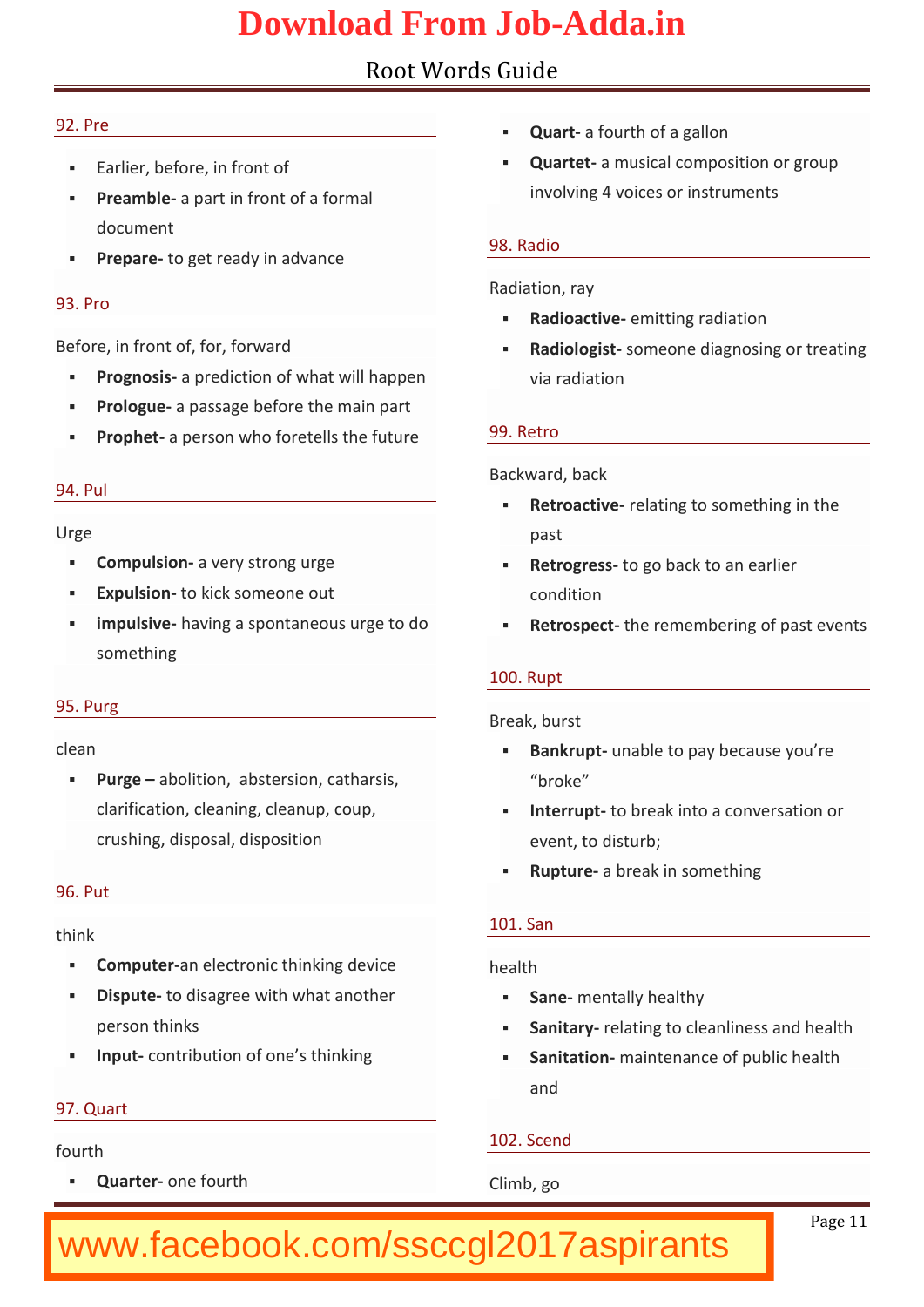## 92. Pre

- Earlier, before, in front of
- **Preamble-** a part in front of a formal document
- **Prepare-** to get ready in advance

## 93. Pro

Before, in front of, for, forward

- **Prognosis-** a prediction of what will happen
- **Prologue-** a passage before the main part
- **Prophet-** a person who foretells the future

## 94. Pul

Urge

- **Compulsion-** a very strong urge
- **Expulsion-** to kick someone out
- **impulsive-** having a spontaneous urge to do something

## 95. Purg

clean

- **Purge –** abolition, abstersion, catharsis, clarification, cleaning, cleanup, coup, crushing, disposal, disposition

## 96. Put

think

- **Computer-**an electronic thinking device
- **Dispute-** to disagree with what another person thinks
- **Input-** contribution of one's thinking

## 97. Quart

fourth

- **Quarter-** one fourth
- **Quart-** a fourth of a gallon
- **Quartet-** a musical composition or group involving 4 voices or instruments

## 98. Radio

Radiation, ray

- **Radioactive-** emitting radiation
- **Radiologist-** someone diagnosing or treating via radiation

## 99. Retro

Backward, back

- **Retroactive-** relating to something in the past
- **Retrogress-** to go back to an earlier condition
- **Retrospect-** the remembering of past events

## 100. Rupt

Break, burst

- **Bankrupt-** unable to pay because you're "broke"
- **Interrupt-** to break into a conversation or event, to disturb;
- **Rupture-** a break in something

## 101. San

health

- **Sane-** mentally healthy
- **Sanitary-** relating to cleanliness and health
- **Sanitation-** maintenance of public health and

## 102. Scend

Climb, go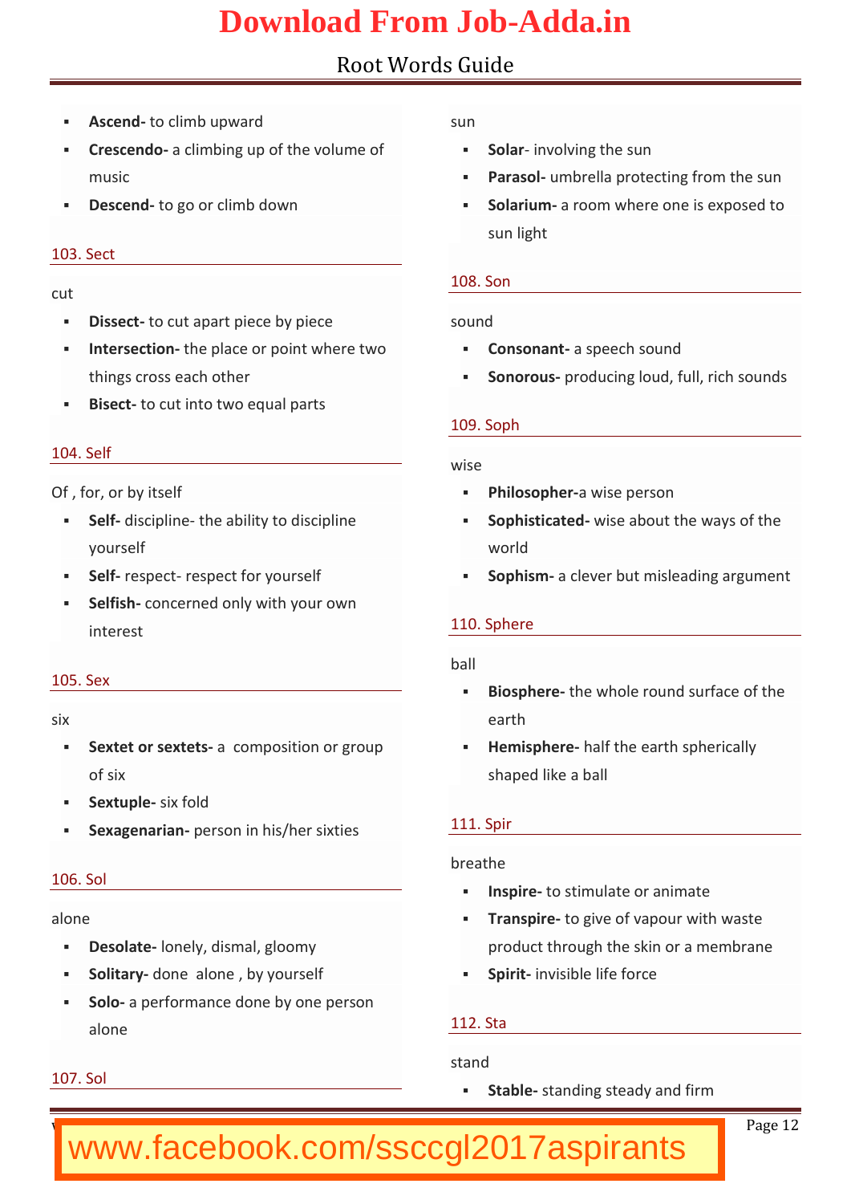- **Ascend-** to climb upward
- **Crescendo-** a climbing up of the volume of music
- **Descend-** to go or climb down

## 103. Sect

cut

- **Dissect-** to cut apart piece by piece
- **Intersection-** the place or point where two things cross each other
- **Bisect-** to cut into two equal parts

## 104. Self

Of , for, or by itself

- **Self-** discipline- the ability to discipline yourself
- **Self-** respect- respect for yourself
- **Selfish-** concerned only with your own interest

## 105. Sex

six

- **Sextet or sextets-** a composition or group of six
- **Sextuple-** six fold
- **Sexagenarian-** person in his/her sixties

## 106. Sol

alone

- **Desolate-** lonely, dismal, gloomy
- **Solitary-** done alone , by yourself
- **Solo-** a performance done by one person alone

## 107. Sol

sun

- **Solar**- involving the sun
- **Parasol-** umbrella protecting from the sun
- **Solarium-** a room where one is exposed to sun light

## 108. Son

sound

- **Consonant-** a speech sound
- **Sonorous-** producing loud, full, rich sounds

## 109. Soph

wise

- **Philosopher-**a wise person
- **Sophisticated-** wise about the ways of the world
- **Sophism-** a clever but misleading argument

## 110. Sphere

ball

- **Biosphere-** the whole round surface of the earth
- **Hemisphere-** half the earth spherically shaped like a ball

## 111. Spir

breathe

- **Inspire-** to stimulate or animate
- **Transpire-** to give of vapour with waste product through the skin or a membrane
- **Spirit-** invisible life force

## 112. Sta

stand

- **Stable-** standing steady and firm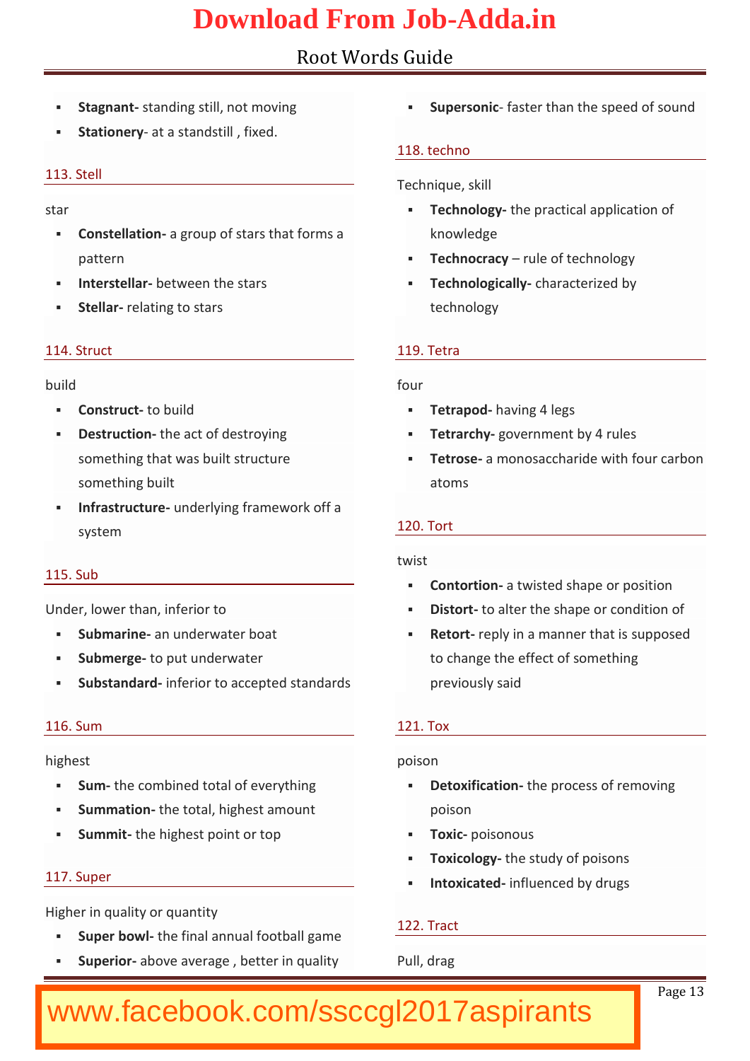- **Stagnant-** standing still, not moving
- **Stationery-** at a standstill , fixed.

## 113. Stell

star

- **Constellation-** a group of stars that forms a pattern
- **Interstellar-** between the stars
- **Stellar-** relating to stars

## 114. Struct

build

- **Construct-** to build
- **Destruction-** the act of destroying something that was built structure something built
- **Infrastructure-** underlying framework off a system

## 115. Sub

Under, lower than, inferior to

- **Submarine-** an underwater boat
- **Submerge-** to put underwater
- **Substandard-** inferior to accepted standards

## 116. Sum

highest

- **Sum-** the combined total of everything
- **Summation-** the total, highest amount
- **Summit-** the highest point or top

## 117. Super

Higher in quality or quantity

- **Super bowl-** the final annual football game
- **Superior-** above average , better in quality
- **Supersonic**- faster than the speed of sound

## 118. techno

Technique, skill

- **Technology-** the practical application of knowledge
- **Technocracy** – rule of technology
- **Technologically-** characterized by technology

## 119. Tetra

four

- **Tetrapod-** having 4 legs
- **Tetrarchy-** government by 4 rules
- **Tetrose-** a monosaccharide with four carbon atoms

## 120. Tort

twist

- **Contortion-** a twisted shape or position
- **Distort-** to alter the shape or condition of
- **Retort-** reply in a manner that is supposed to change the effect of something previously said

## 121. Tox

poison

- **Detoxification-** the process of removing poison
- **Toxic-** poisonous
- **Toxicology-** the study of poisons
- **Intoxicated-** influenced by drugs

## 122. Tract

Pull, drag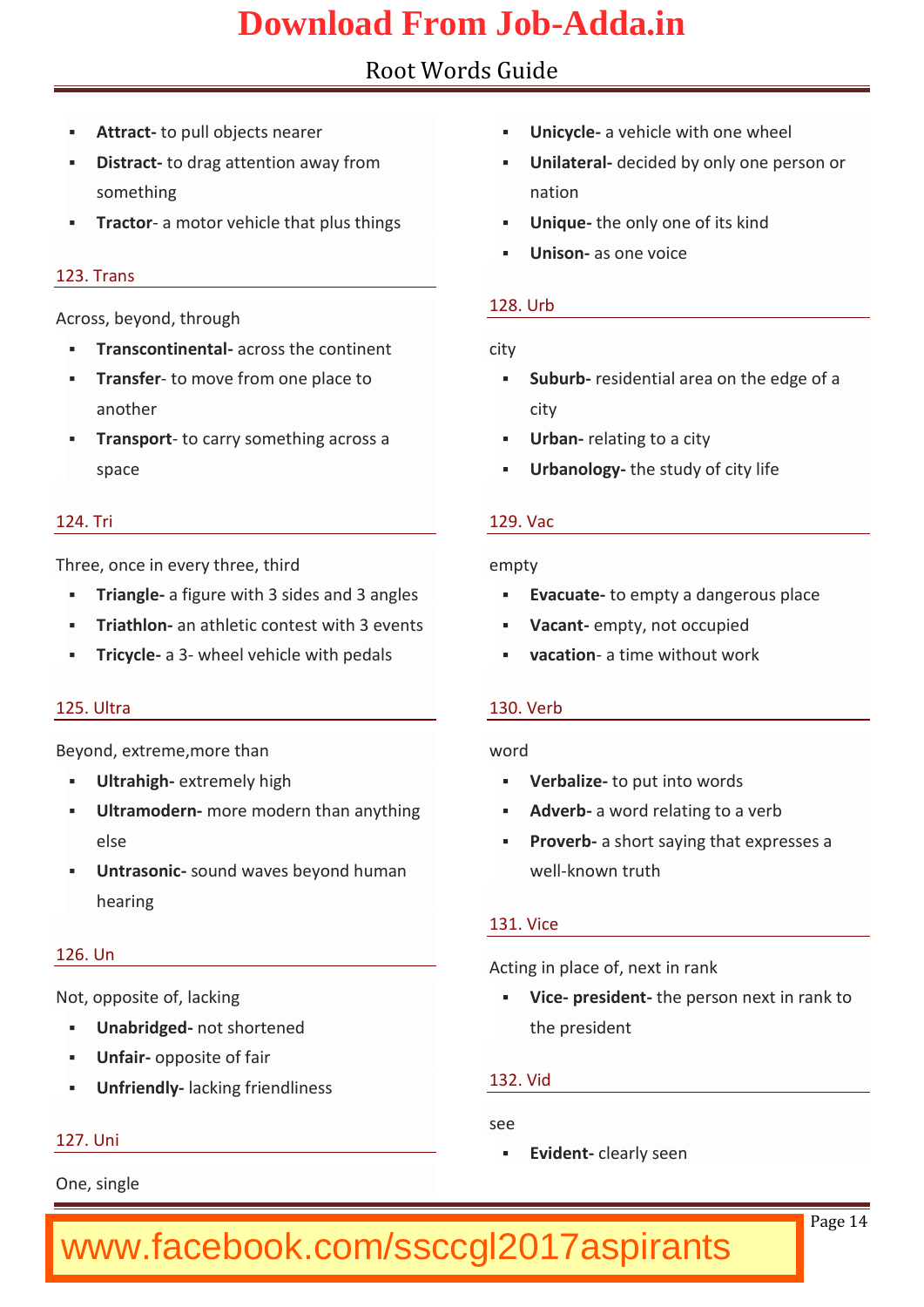- **Attract-** to pull objects nearer
- **Distract-** to drag attention away from something
- **Tractor**- a motor vehicle that plus things

### 123. Trans

Across, beyond, through

- **Transcontinental-** across the continent
- **Transfer**- to move from one place to another
- **Transport**- to carry something across a space

### 124. Tri

Three, once in every three, third

- **Triangle-** a figure with 3 sides and 3 angles
- **Triathlon-** an athletic contest with 3 events
- **Tricycle-** a 3- wheel vehicle with pedals

### 125. Ultra

Beyond, extreme,more than

- **Ultrahigh-** extremely high
- **Ultramodern-** more modern than anything else
- **Untrasonic-** sound waves beyond human hearing

### 126. Un

Not, opposite of, lacking

- **Unabridged-** not shortened
- **Unfair-** opposite of fair
- **Unfriendly-** lacking friendliness

### 127. Uni

One, single

- **Unicycle-** a vehicle with one wheel
- **Unilateral-** decided by only one person or nation
- **Unique-** the only one of its kind
- **Unison-** as one voice

### 128. Urb

city

- **Suburb-** residential area on the edge of a city
- **Urban-** relating to a city
- **Urbanology-** the study of city life

### 129. Vac

empty

- **Evacuate-** to empty a dangerous place
- **Vacant-** empty, not occupied
- **vacation**- a time without work

### 130. Verb

word

- **Verbalize-** to put into words
- **Adverb-** a word relating to a verb
- **Proverb-** a short saying that expresses a well-known truth

### 131. Vice

Acting in place of, next in rank

- **Vice- president-** the person next in rank to the president

### 132. Vid

see

- **Evident-** clearly seen